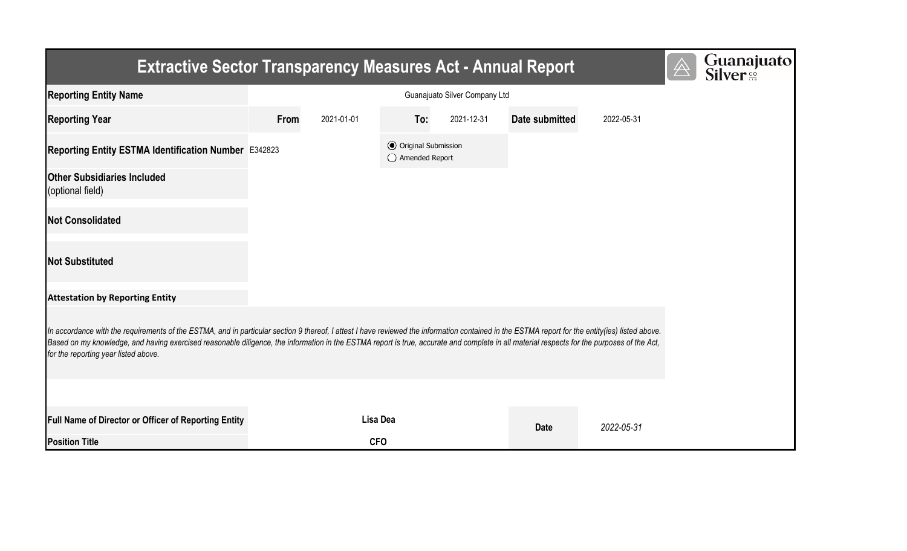# Extractive Sector Transparency Measures Act - Annual Report

| | | | | | | |
|---|---|---|---|---|---|---|
| **Reporting Entity Name** | Guanajuato Silver Company Ltd | | | | | |
| **Reporting Year** | **From** | 2021-01-01 | **To:** | 2021-12-31 | **Date submitted** | 2022-05-31 |
| **Reporting Entity ESTMA Identification Number** | E342823 | | (●) Original Submission<br>( ) Amended Report | | | |
| **Other Subsidiaries Included** (optional field) | | | | | | |
| **Not Consolidated** | | | | | | |
| **Not Substituted** | | | | | | |

**Attestation by Reporting Entity**

*In accordance with the requirements of the ESTMA, and in particular section 9 thereof, I attest I have reviewed the information contained in the ESTMA report for the entity(ies) listed above. Based on my knowledge, and having exercised reasonable diligence, the information in the ESTMA report is true, accurate and complete in all material respects for the purposes of the Act, for the reporting year listed above.*

| | | | |
|---|---|---|---|
| **Full Name of Director or Officer of Reporting Entity** | **Lisa Dea** | **Date** | *2022-05-31* |
| **Position Title** | **CFO** | | |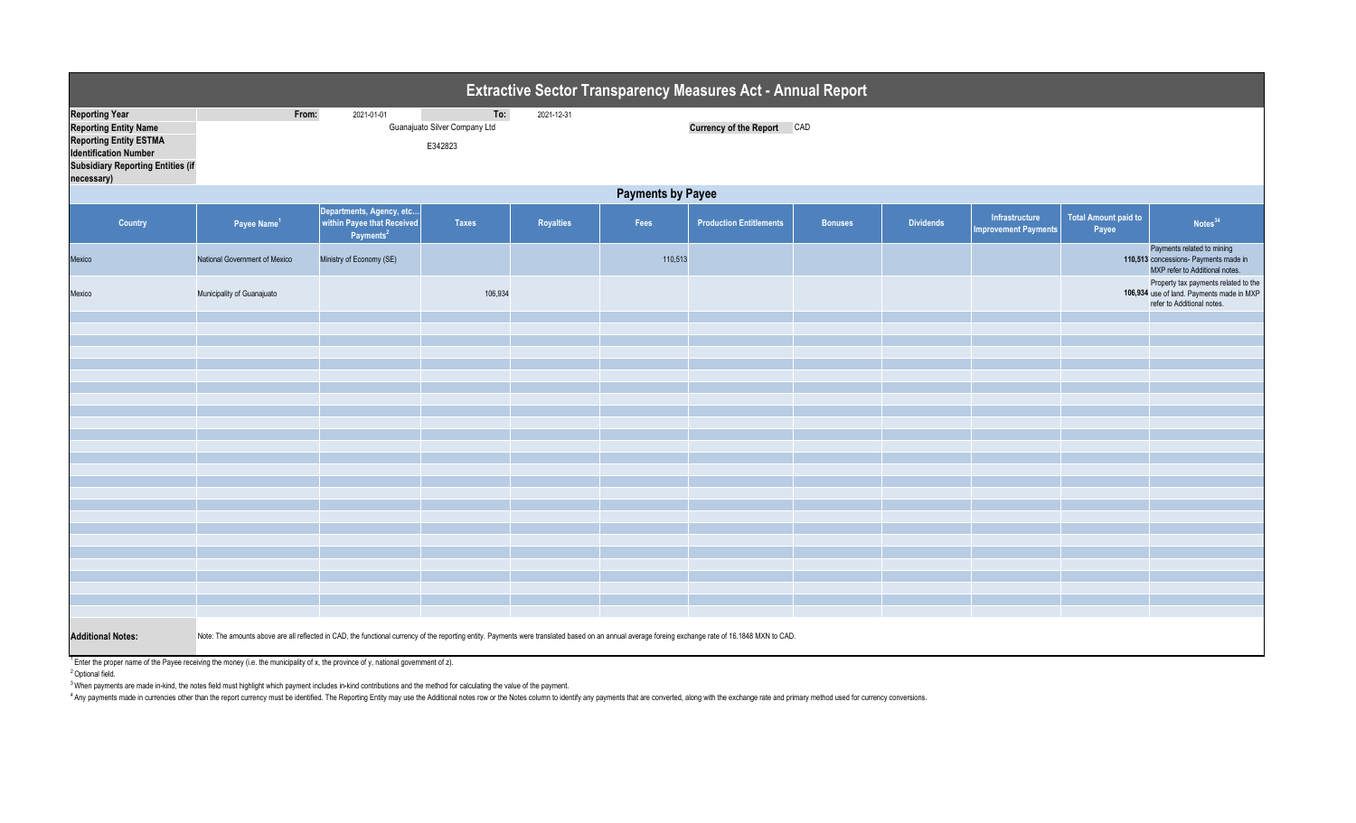# Extractive Sector Transparency Measures Act - Annual Report

| | | | | |
|---|---|---|---|---|
| **Reporting Year** | From: | 2021-01-01 | To: | 2021-12-31 |
| **Reporting Entity Name** | Guanajuato Silver Company Ltd | | **Currency of the Report** | CAD |
| **Reporting Entity ESTMA Identification Number** | E342823 | | | |
| **Subsidiary Reporting Entities (if necessary)** | | | | |

## Payments by Payee

| Country | Payee Name[1] | Departments, Agency, etc… within Payee that Received Payments[2] | Taxes | Royalties | Fees | Production Entitlements | Bonuses | Dividends | Infrastructure Improvement Payments | Total Amount paid to Payee | Notes[34] |
|---|---|---|---|---|---|---|---|---|---|---|---|
| Mexico | National Government of Mexico | Ministry of Economy (SE) | | | 110,513 | | | | | 110,513 | Payments related to mining concessions- Payments made in MXP refer to Additional notes. |
| Mexico | Municipality of Guanajuato | | 106,934 | | | | | | | 106,934 | Property tax payments related to the use of land. Payments made in MXP refer to Additional notes. |

**Additional Notes:** Note: The amounts above are all reflected in CAD, the functional currency of the reporting entity. Payments were translated based on an annual average foreing exchange rate of 16.1848 MXN to CAD.

[1] Enter the proper name of the Payee receiving the money (i.e. the municipality of x, the province of y, national government of z).

[2] Optional field.

[3] When payments are made in-kind, the notes field must highlight which payment includes in-kind contributions and the method for calculating the value of the payment.

[4] Any payments made in currencies other than the report currency must be identified. The Reporting Entity may use the Additional notes row or the Notes column to identify any payments that are converted, along with the exchange rate and primary method used for currency conversions.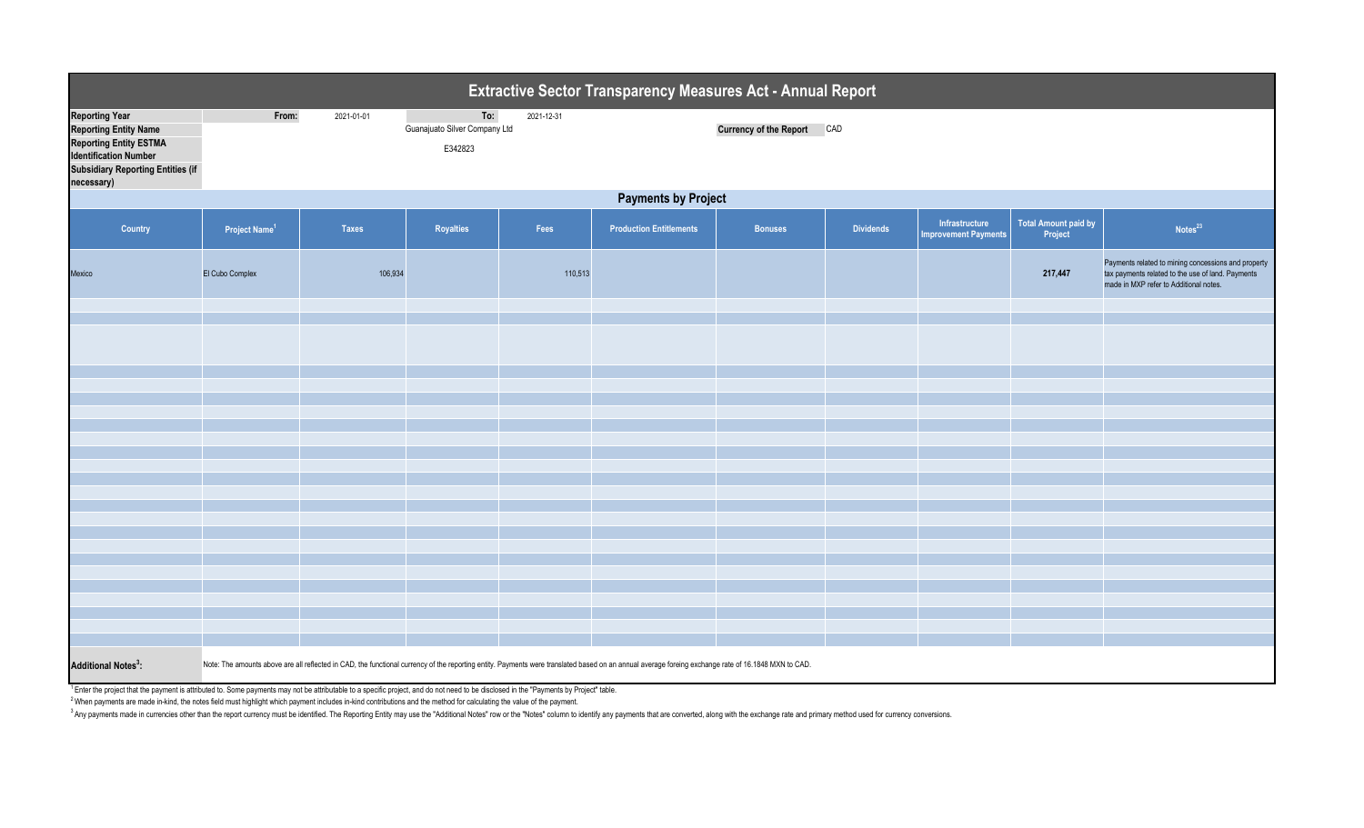# Extractive Sector Transparency Measures Act - Annual Report

| | | | |
|---|---|---|---|
| **Reporting Year** | From: 2021-01-01 | To: 2021-12-31 | |
| **Reporting Entity Name** | Guanajuato Silver Company Ltd | **Currency of the Report** | CAD |
| **Reporting Entity ESTMA Identification Number** | E342823 | | |
| **Subsidiary Reporting Entities (if necessary)** | | | |

## Payments by Project

| Country | Project Name[1] | Taxes | Royalties | Fees | Production Entitlements | Bonuses | Dividends | Infrastructure Improvement Payments | Total Amount paid by Project | Notes[23] |
|---|---|---|---|---|---|---|---|---|---|---|
| Mexico | El Cubo Complex | 106,934 | | 110,513 | | | | | **217,447** | Payments related to mining concessions and property tax payments related to the use of land. Payments made in MXP refer to Additional notes. |

**Additional Notes[3]:** Note: The amounts above are all reflected in CAD, the functional currency of the reporting entity. Payments were translated based on an annual average foreing exchange rate of 16.1848 MXN to CAD.

[1] Enter the project that the payment is attributed to. Some payments may not be attributable to a specific project, and do not need to be disclosed in the "Payments by Project" table.

[2] When payments are made in-kind, the notes field must highlight which payment includes in-kind contributions and the method for calculating the value of the payment.

[3] Any payments made in currencies other than the report currency must be identified. The Reporting Entity may use the "Additional Notes" row or the "Notes" column to identify any payments that are converted, along with the exchange rate and primary method used for currency conversions.